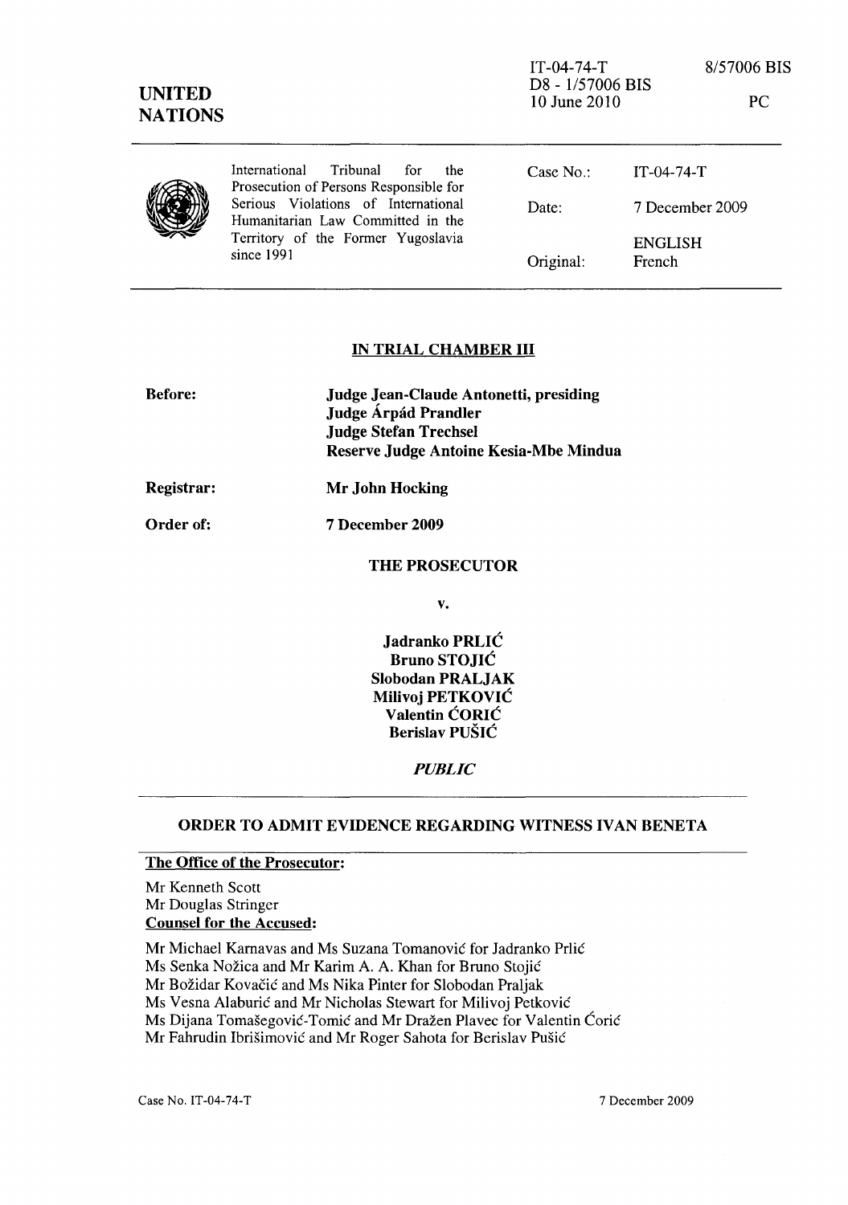IT-04-74-T
D8 - 1/57006 BIS
10 June 2010

8/57006 BIS

PC

**UNITED NATIONS**

| International Tribunal for the Prosecution of Persons Responsible for Serious Violations of International Humanitarian Law Committed in the Territory of the Former Yugoslavia since 1991 | Case No.: | IT-04-74-T |
|---|---|---|
| | Date: | 7 December 2009 |
| | | ENGLISH |
| | Original: | French |

## IN TRIAL CHAMBER III

**Before:** **Judge Jean-Claude Antonetti, presiding**
**Judge Árpád Prandler**
**Judge Stefan Trechsel**
**Reserve Judge Antoine Kesia-Mbe Mindua**

**Registrar:** **Mr John Hocking**

**Order of:** **7 December 2009**

**THE PROSECUTOR**

**v.**

**Jadranko PRLIĆ**
**Bruno STOJIĆ**
**Slobodan PRALJAK**
**Milivoj PETKOVIĆ**
**Valentin ĆORIĆ**
**Berislav PUŠIĆ**

***PUBLIC***

## ORDER TO ADMIT EVIDENCE REGARDING WITNESS IVAN BENETA

**The Office of the Prosecutor:**

Mr Kenneth Scott
Mr Douglas Stringer

**Counsel for the Accused:**

Mr Michael Karnavas and Ms Suzana Tomanović for Jadranko Prlić
Ms Senka Nožica and Mr Karim A. A. Khan for Bruno Stojić
Mr Božidar Kovačić and Ms Nika Pinter for Slobodan Praljak
Ms Vesna Alaburić and Mr Nicholas Stewart for Milivoj Petković
Ms Dijana Tomašegović-Tomić and Mr Dražen Plavec for Valentin Ćorić
Mr Fahrudin Ibrišimović and Mr Roger Sahota for Berislav Pušić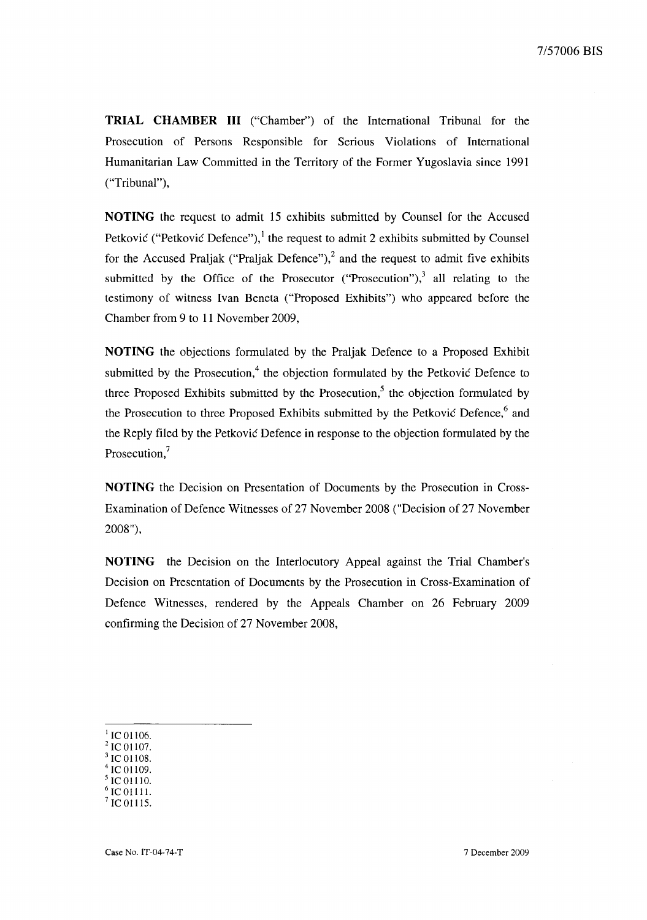**TRIAL CHAMBER III** ("Chamber") of the International Tribunal for the Prosecution of Persons Responsible for Serious Violations of International Humanitarian Law Committed in the Territory of the Former Yugoslavia since 1991 ("Tribunal"),

**NOTING** the request to admit 15 exhibits submitted by Counsel for the Accused Petković ("Petković Defence"),[1] the request to admit 2 exhibits submitted by Counsel for the Accused Praljak ("Praljak Defence"),[2] and the request to admit five exhibits submitted by the Office of the Prosecutor ("Prosecution"),[3] all relating to the testimony of witness Ivan Beneta ("Proposed Exhibits") who appeared before the Chamber from 9 to 11 November 2009,

**NOTING** the objections formulated by the Praljak Defence to a Proposed Exhibit submitted by the Prosecution,[4] the objection formulated by the Petković Defence to three Proposed Exhibits submitted by the Prosecution,[5] the objection formulated by the Prosecution to three Proposed Exhibits submitted by the Petković Defence,[6] and the Reply filed by the Petković Defence in response to the objection formulated by the Prosecution,[7]

**NOTING** the Decision on Presentation of Documents by the Prosecution in Cross-Examination of Defence Witnesses of 27 November 2008 ("Decision of 27 November 2008"),

**NOTING** the Decision on the Interlocutory Appeal against the Trial Chamber's Decision on Presentation of Documents by the Prosecution in Cross-Examination of Defence Witnesses, rendered by the Appeals Chamber on 26 February 2009 confirming the Decision of 27 November 2008,

---

[1] IC 01106.
[2] IC 01107.
[3] IC 01108.
[4] IC 01109.
[5] IC 01110.
[6] IC 01111.
[7] IC 01115.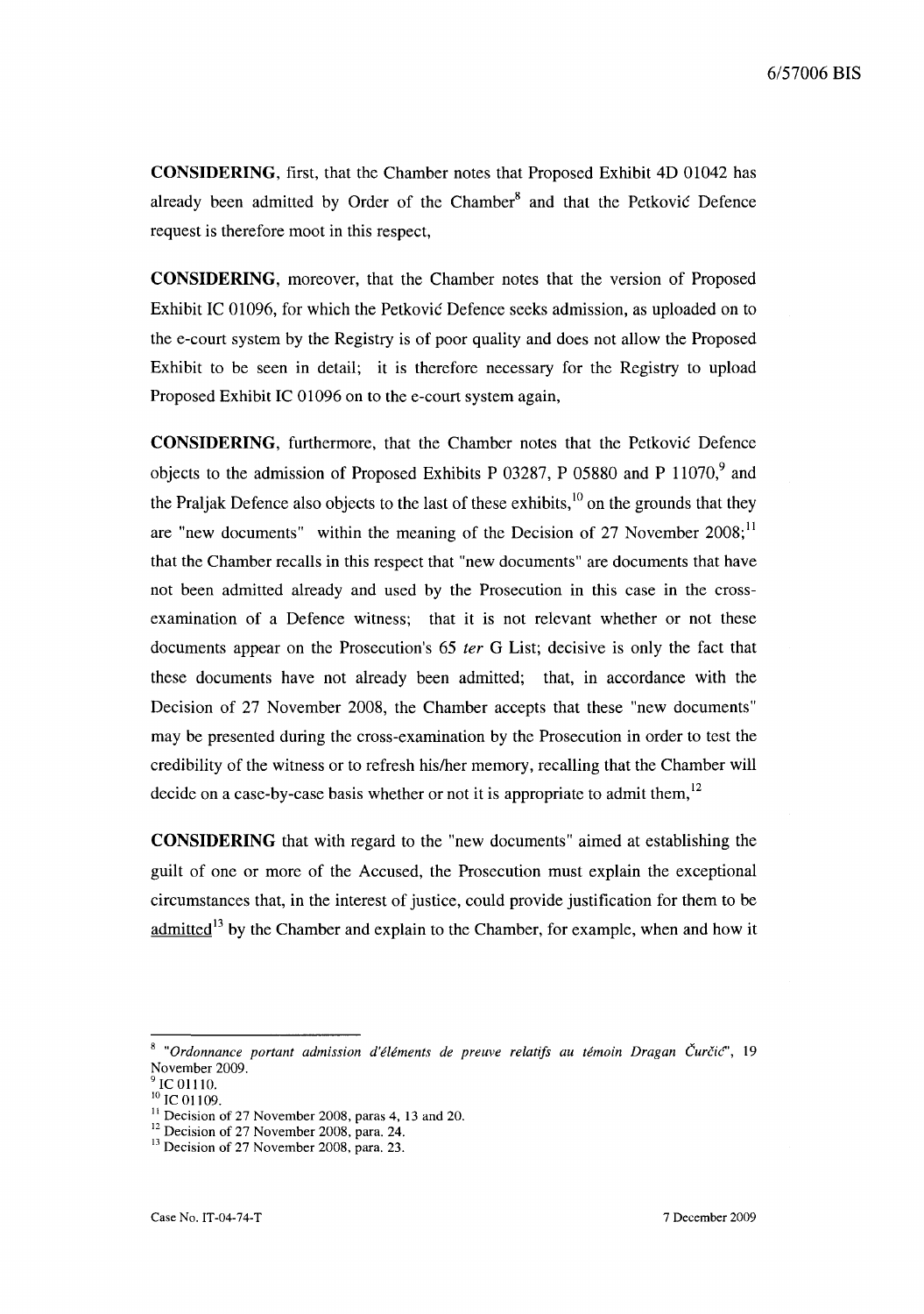**CONSIDERING**, first, that the Chamber notes that Proposed Exhibit 4D 01042 has already been admitted by Order of the Chamber[8] and that the Petković Defence request is therefore moot in this respect,

**CONSIDERING**, moreover, that the Chamber notes that the version of Proposed Exhibit IC 01096, for which the Petković Defence seeks admission, as uploaded on to the e-court system by the Registry is of poor quality and does not allow the Proposed Exhibit to be seen in detail; it is therefore necessary for the Registry to upload Proposed Exhibit IC 01096 on to the e-court system again,

**CONSIDERING**, furthermore, that the Chamber notes that the Petković Defence objects to the admission of Proposed Exhibits P 03287, P 05880 and P 11070,[9] and the Praljak Defence also objects to the last of these exhibits,[10] on the grounds that they are "new documents" within the meaning of the Decision of 27 November 2008;[11] that the Chamber recalls in this respect that "new documents" are documents that have not been admitted already and used by the Prosecution in this case in the cross-examination of a Defence witness; that it is not relevant whether or not these documents appear on the Prosecution's 65 *ter* G List; decisive is only the fact that these documents have not already been admitted; that, in accordance with the Decision of 27 November 2008, the Chamber accepts that these "new documents" may be presented during the cross-examination by the Prosecution in order to test the credibility of the witness or to refresh his/her memory, recalling that the Chamber will decide on a case-by-case basis whether or not it is appropriate to admit them,[12]

**CONSIDERING** that with regard to the "new documents" aimed at establishing the guilt of one or more of the Accused, the Prosecution must explain the exceptional circumstances that, in the interest of justice, could provide justification for them to be admitted[13] by the Chamber and explain to the Chamber, for example, when and how it

---

[8] "*Ordonnance portant admission d'éléments de preuve relatifs au témoin Dragan Čurčić*", 19 November 2009.

[9] IC 01110.

[10] IC 01109.

[11] Decision of 27 November 2008, paras 4, 13 and 20.

[12] Decision of 27 November 2008, para. 24.

[13] Decision of 27 November 2008, para. 23.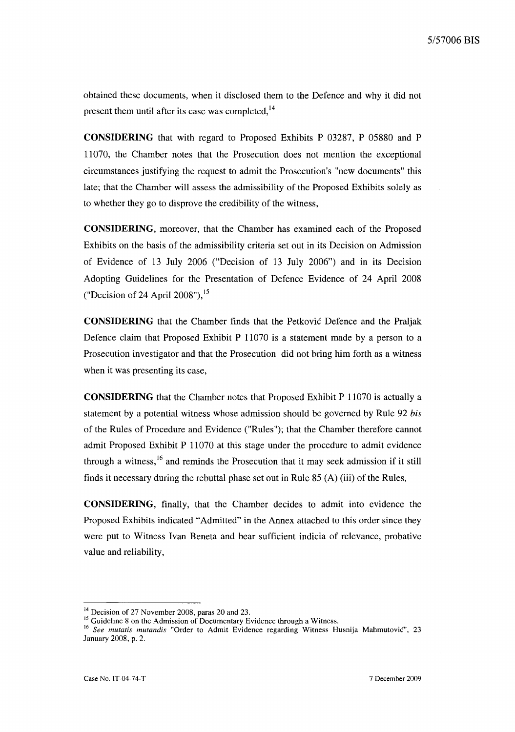obtained these documents, when it disclosed them to the Defence and why it did not present them until after its case was completed,[14]

**CONSIDERING** that with regard to Proposed Exhibits P 03287, P 05880 and P 11070, the Chamber notes that the Prosecution does not mention the exceptional circumstances justifying the request to admit the Prosecution's "new documents" this late; that the Chamber will assess the admissibility of the Proposed Exhibits solely as to whether they go to disprove the credibility of the witness,

**CONSIDERING**, moreover, that the Chamber has examined each of the Proposed Exhibits on the basis of the admissibility criteria set out in its Decision on Admission of Evidence of 13 July 2006 ("Decision of 13 July 2006") and in its Decision Adopting Guidelines for the Presentation of Defence Evidence of 24 April 2008 ("Decision of 24 April 2008"),[15]

**CONSIDERING** that the Chamber finds that the Petković Defence and the Praljak Defence claim that Proposed Exhibit P 11070 is a statement made by a person to a Prosecution investigator and that the Prosecution did not bring him forth as a witness when it was presenting its case,

**CONSIDERING** that the Chamber notes that Proposed Exhibit P 11070 is actually a statement by a potential witness whose admission should be governed by Rule 92 *bis* of the Rules of Procedure and Evidence ("Rules"); that the Chamber therefore cannot admit Proposed Exhibit P 11070 at this stage under the procedure to admit evidence through a witness,[16] and reminds the Prosecution that it may seek admission if it still finds it necessary during the rebuttal phase set out in Rule 85 (A) (iii) of the Rules,

**CONSIDERING**, finally, that the Chamber decides to admit into evidence the Proposed Exhibits indicated "Admitted" in the Annex attached to this order since they were put to Witness Ivan Beneta and bear sufficient indicia of relevance, probative value and reliability,

---

[14] Decision of 27 November 2008, paras 20 and 23.

[15] Guideline 8 on the Admission of Documentary Evidence through a Witness.

[16] *See mutatis mutandis* "Order to Admit Evidence regarding Witness Husnija Mahmutović", 23 January 2008, p. 2.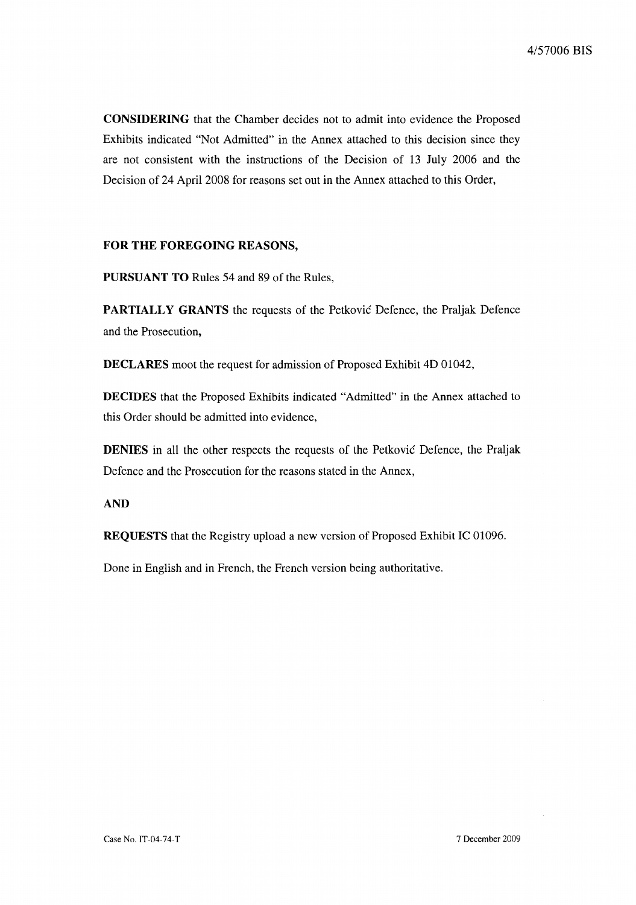**CONSIDERING** that the Chamber decides not to admit into evidence the Proposed Exhibits indicated "Not Admitted" in the Annex attached to this decision since they are not consistent with the instructions of the Decision of 13 July 2006 and the Decision of 24 April 2008 for reasons set out in the Annex attached to this Order,

**FOR THE FOREGOING REASONS,**

**PURSUANT TO** Rules 54 and 89 of the Rules,

**PARTIALLY GRANTS** the requests of the Petković Defence, the Praljak Defence and the Prosecution,

**DECLARES** moot the request for admission of Proposed Exhibit 4D 01042,

**DECIDES** that the Proposed Exhibits indicated "Admitted" in the Annex attached to this Order should be admitted into evidence,

**DENIES** in all the other respects the requests of the Petković Defence, the Praljak Defence and the Prosecution for the reasons stated in the Annex,

**AND**

**REQUESTS** that the Registry upload a new version of Proposed Exhibit IC 01096.

Done in English and in French, the French version being authoritative.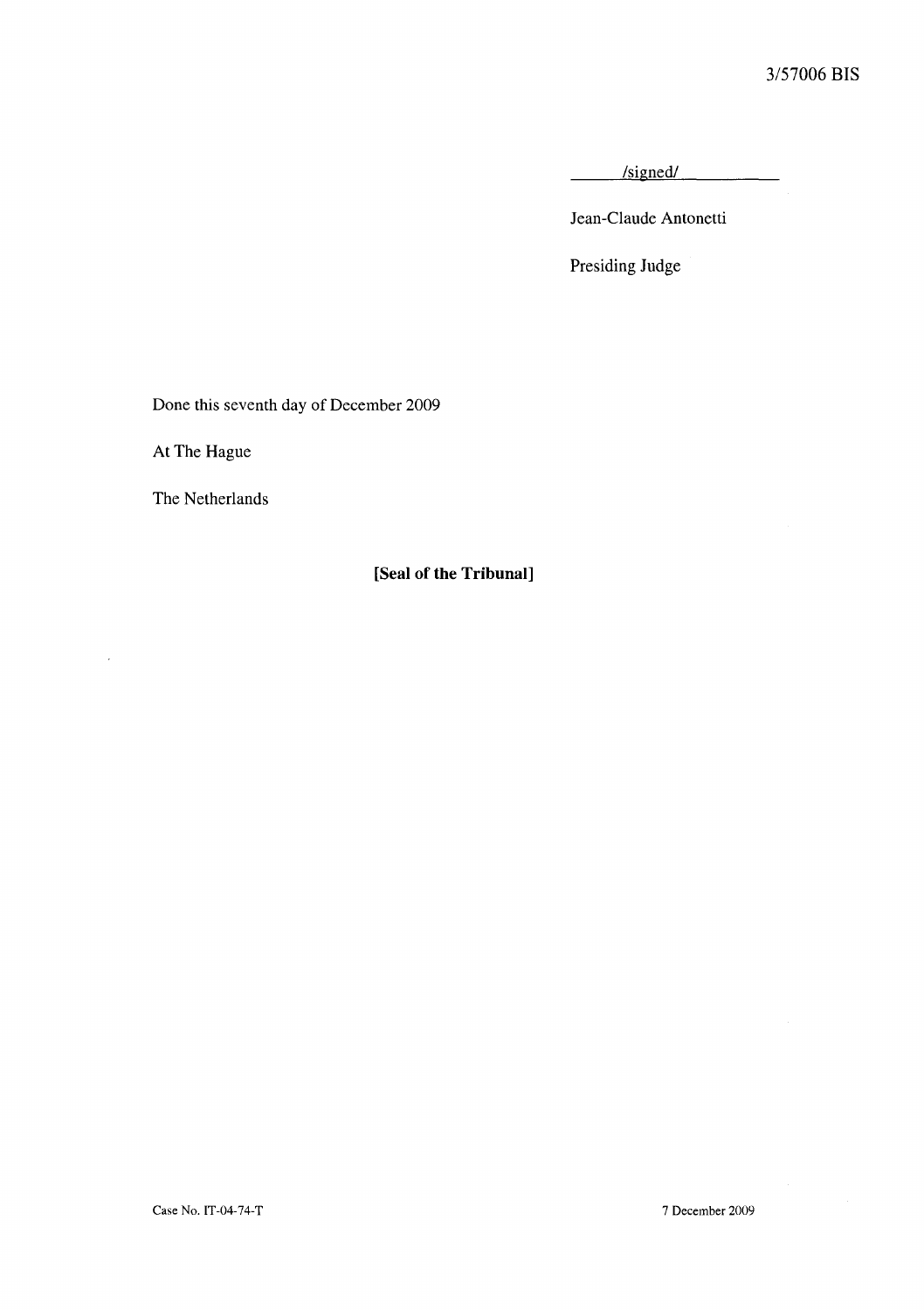/signed/

Jean-Claude Antonetti

Presiding Judge

Done this seventh day of December 2009

At The Hague

The Netherlands

**[Seal of the Tribunal]**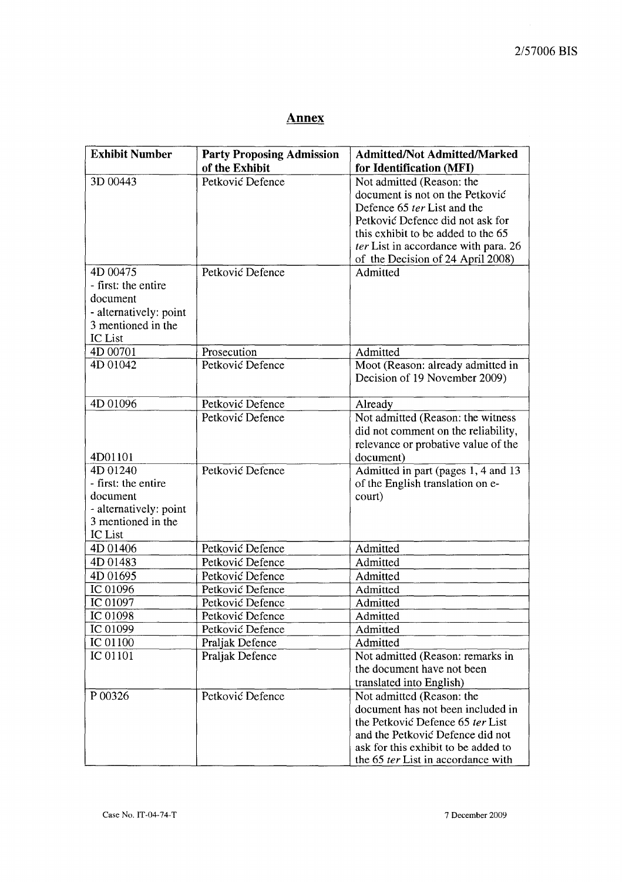## Annex

| Exhibit Number | Party Proposing Admission of the Exhibit | Admitted/Not Admitted/Marked for Identification (MFI) |
|---|---|---|
| 3D 00443 | Petković Defence | Not admitted (Reason: the document is not on the Petković Defence 65 *ter* List and the Petković Defence did not ask for this exhibit to be added to the 65 *ter* List in accordance with para. 26 of the Decision of 24 April 2008) |
| 4D 00475 - first: the entire document - alternatively: point 3 mentioned in the IC List | Petković Defence | Admitted |
| 4D 00701 | Prosecution | Admitted |
| 4D 01042 | Petković Defence | Moot (Reason: already admitted in Decision of 19 November 2009) |
| 4D 01096 | Petković Defence | Already |
| 4D01101 | Petković Defence | Not admitted (Reason: the witness did not comment on the reliability, relevance or probative value of the document) |
| 4D 01240 - first: the entire document - alternatively: point 3 mentioned in the IC List | Petković Defence | Admitted in part (pages 1, 4 and 13 of the English translation on e-court) |
| 4D 01406 | Petković Defence | Admitted |
| 4D 01483 | Petković Defence | Admitted |
| 4D 01695 | Petković Defence | Admitted |
| IC 01096 | Petković Defence | Admitted |
| IC 01097 | Petković Defence | Admitted |
| IC 01098 | Petković Defence | Admitted |
| IC 01099 | Petković Defence | Admitted |
| IC 01100 | Praljak Defence | Admitted |
| IC 01101 | Praljak Defence | Not admitted (Reason: remarks in the document have not been translated into English) |
| P 00326 | Petković Defence | Not admitted (Reason: the document has not been included in the Petković Defence 65 *ter* List and the Petković Defence did not ask for this exhibit to be added to the 65 *ter* List in accordance with |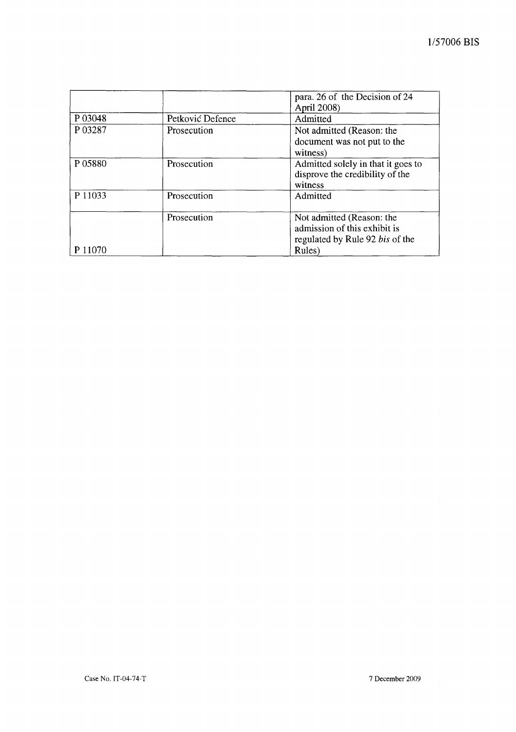| | | |
|---|---|---|
| | | para. 26 of the Decision of 24 April 2008) |
| P 03048 | Petković Defence | Admitted |
| P 03287 | Prosecution | Not admitted (Reason: the document was not put to the witness) |
| P 05880 | Prosecution | Admitted solely in that it goes to disprove the credibility of the witness |
| P 11033 | Prosecution | Admitted |
| P 11070 | Prosecution | Not admitted (Reason: the admission of this exhibit is regulated by Rule 92 *bis* of the Rules) |